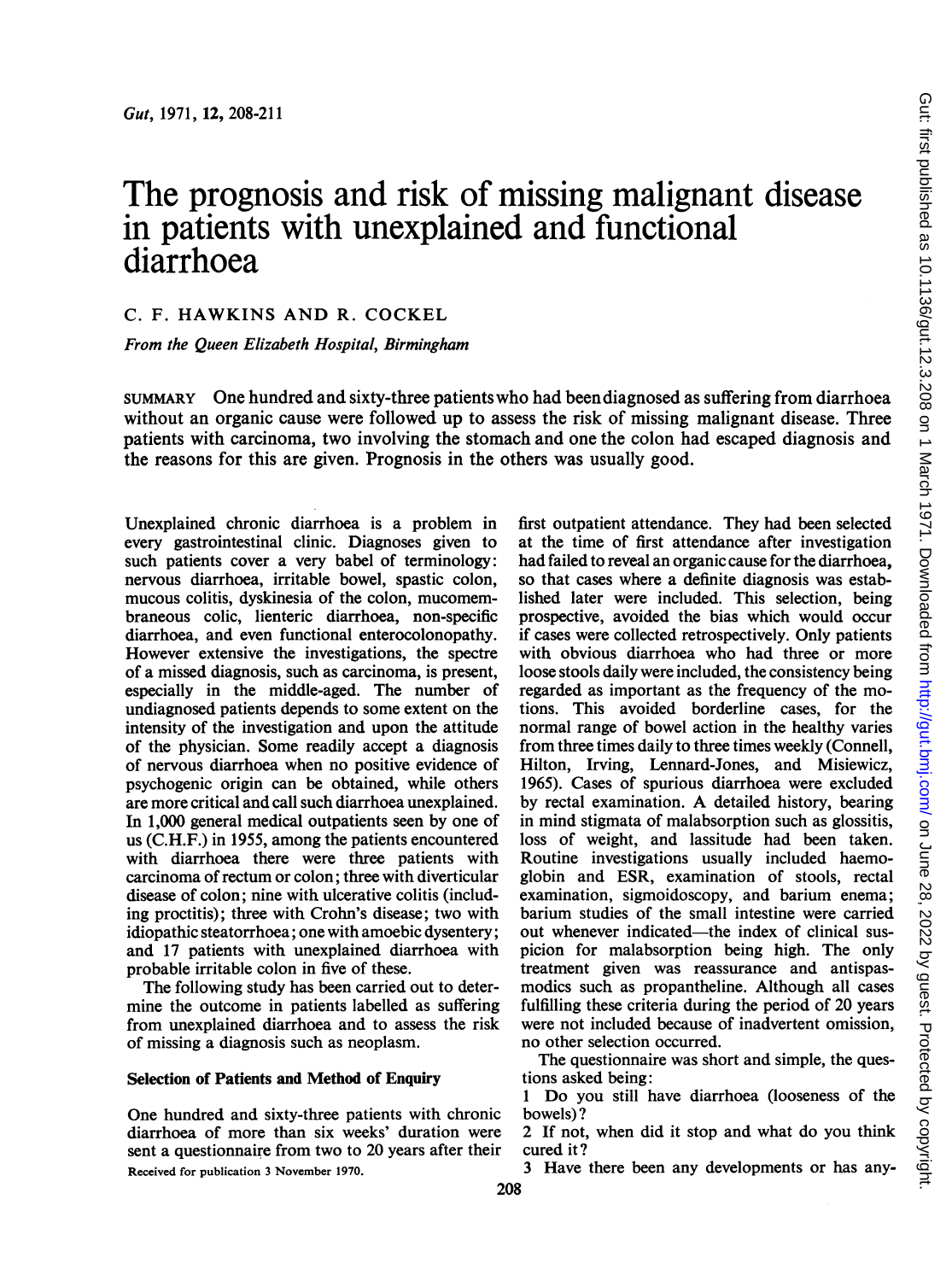# The prognosis and risk of missing malignant disease in patients with unexplained and functional diarrhoea

C. F. HAWKINS AND R. COCKEL

*From the Queen Elizabeth Hospital, Birmingham*

SUMMARY One hundred and sixty-three patients who had been diagnosed as suffering from diarrhoea without an organic cause were followed up to assess the risk of missing malignant disease. Three patients with carcinoma, two involving the stomach and one the colon had escaped diagnosis and the reasons for this are given. Prognosis in the others was usually good.

Unexplained chronic diarrhoea is a problem in every gastrointestinal clinic. Diagnoses given to such patients cover a very babel of terminology: nervous diarrhoea, irritable bowel, spastic colon, mucous colitis, dyskinesia of the colon, mucomembraneous colic, lienteric diarrhoea, non-specific diarrhoea, and even functional enterocolonopathy. However extensive the investigations, the spectre of a missed diagnosis, such as carcinoma, is present, especially in the middle-aged. The number of undiagnosed patients depends to some extent on the intensity of the investigation and upon the attitude of the physician. Some readily accept a diagnosis of nervous diarrhoea when no positive evidence of psychogenic origin can be obtained, while others are more critical and call such diarrhoea unexplained. In 1,000 general medical outpatients seen by one of us (C.H.F.) in 1955, among the patients encountered with diarrhoea there were three patients with carcinoma of rectum or colon; three with diverticular disease of colon; nine with ulcerative colitis (including proctitis); three with Crohn's disease; two with idiopathic steatorrhoea; one with amoebic dysentery; and 17 patients with unexplained diarrhoea with probable irritable colon in five of these.

The following study has been carried out to determine the outcome in patients labelled as suffering from unexplained diarrhoea and to assess the risk of missing a diagnosis such as neoplasm.

## Selection of Patients and Method of Enquiry

One hundred and sixty-three patients with chronic diarrhoea of more than six weeks' duration were sent a questionnaire from two to 20 years after their first outpatient attendance. They had been selected at the time of first attendance after investigation had failed to reveal an organic cause for the diarrhoea, so that cases where a definite diagnosis was established later were included. This selection, being prospective, avoided the bias which would occur if cases were collected retrospectively. Only patients with obvious diarrhoea who had three or more loose stools daily were included, the consistency being regarded as important as the frequency of the motions. This avoided borderline cases, for the normal range of bowel action in the healthy varies from three times daily to three times weekly (Connell, Hilton, Irving, Lennard-Jones, and Misiewicz, 1965). Cases of spurious diarrhoea were excluded by rectal examination. A detailed history, bearing in mind stigmata of malabsorption such as glossitis, loss of weight, and lassitude had been taken. Routine investigations usually included haemoglobin and ESR, examination of stools, rectal examination, sigmoidoscopy, and barium enema; barium studies of the small intestine were carried out whenever indicated—the index of clinical suspicion for malabsorption being high. The only treatment given was reassurance and antispasmodics such as propantheline. Although all cases fulfilling these criteria during the period of 20 years were not included because of inadvertent omission, no other selection occurred.

The questionnaire was short and simple, the questions asked being:

1 Do you still have diarrhoea (looseness of the bowels)?

2 If not, when did it stop and what do you think cured it?

3 Have there been any developments or has any-

Received for publication 3 November 1970.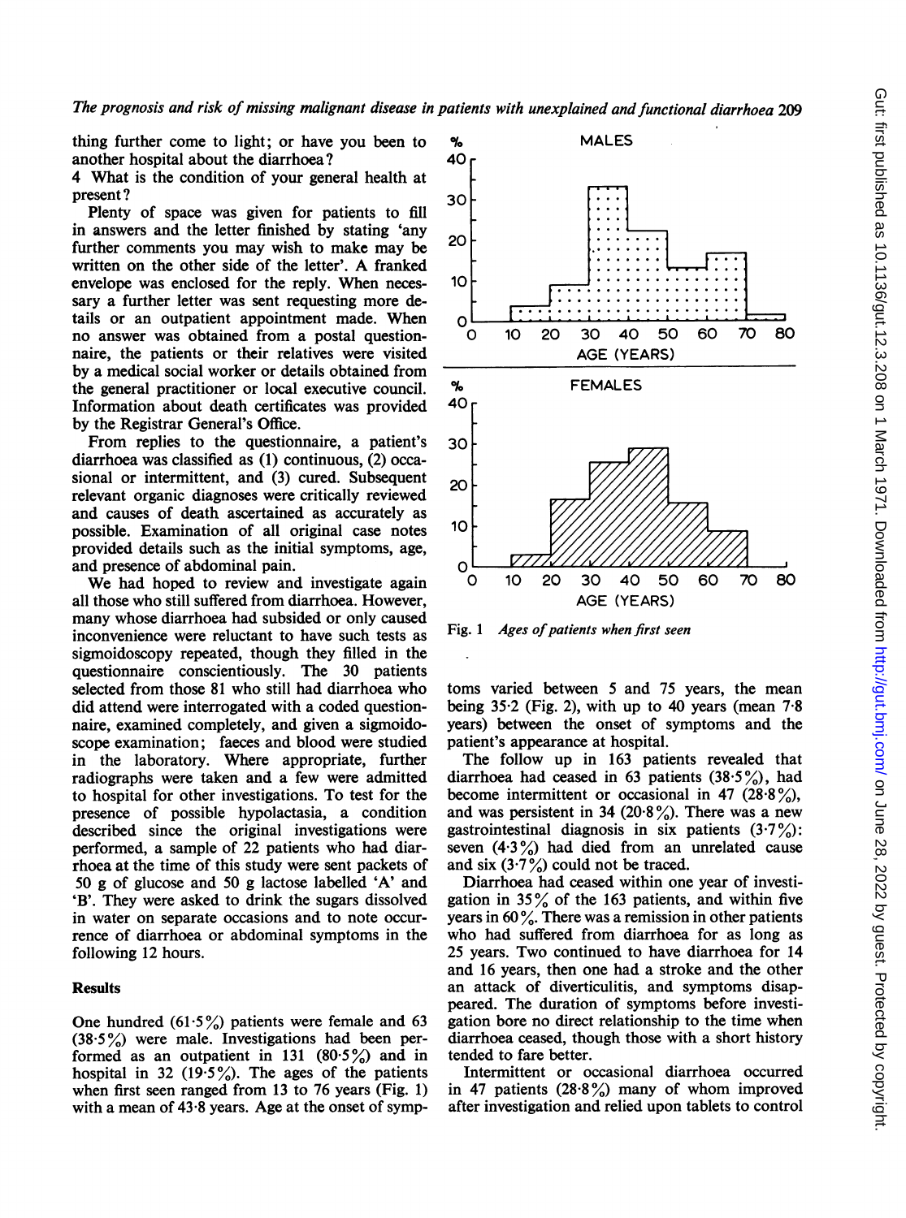thing further come to light; or have you been to another hospital about the diarrhoea?

4 What is the condition of your general health at present?

Plenty of space was given for patients to fill in answers and the letter finished by stating 'any further comments you may wish to make may be written on the other side of the letter'. A franked envelope was enclosed for the reply. When necessary a further letter was sent requesting more details or an outpatient appointment made. When no answer was obtained from a postal questionnaire, the patients or their relatives were visited by a medical social worker or details obtained from the general practitioner or local executive council. Information about death certificates was provided by the Registrar General's Office.

From replies to the questionnaire, a patient's diarrhoea was classified as (1) continuous, (2) occasional or intermittent, and (3) cured. Subsequent relevant organic diagnoses were critically reviewed and causes of death ascertained as accurately as possible. Examination of all original case notes provided details such as the initial symptoms, age, and presence of abdominal pain.

We had hoped to review and investigate again all those who still suffered from diarrhoea. However, many whose diarrhoea had subsided or only caused inconvenience were reluctant to have such tests as sigmoidoscopy repeated, though they filled in the questionnaire conscientiously. The 30 patients selected from those 81 who still had diarrhoea who did attend were interrogated with a coded questionnaire, examined completely, and given a sigmoidoscope examination; faeces and blood were studied in the laboratory. Where appropriate, further radiographs were taken and a few were admitted to hospital for other investigations. To test for the presence of possible hypolactasia, a condition described since the original investigations were performed, a sample of 22 patients who had diarrhoea at the time of this study were sent packets of 50 g of glucose and 50 g lactose labelled 'A' and 'B'. They were asked to drink the sugars dissolved in water on separate occasions and to note occurrence of diarrhoea or abdominal symptoms in the following 12 hours.

## Results

One hundred (61·5%) patients were female and 63 (38·5%) were male. Investigations had been performed as an outpatient in 131 (80·5%) and in hospital in 32 (19·5%). The ages of the patients when first seen ranged from 13 to 76 years (Fig. 1) with a mean of 43·8 years. Age at the onset of symptoms varied between 5 and 75 years, the mean being 35·2 (Fig. 2), with up to 40 years (mean 7·8 years) between the onset of symptoms and the patient's appearance at hospital.

Fig. 1 *Ages of patients when first seen*

The follow up in 163 patients revealed that diarrhoea had ceased in 63 patients (38·5%), had become intermittent or occasional in 47 (28·8%), and was persistent in 34 (20·8%). There was a new gastrointestinal diagnosis in six patients (3·7%): seven (4·3%) had died from an unrelated cause and six (3·7%) could not be traced.

Diarrhoea had ceased within one year of investigation in 35% of the 163 patients, and within five years in 60%. There was a remission in other patients who had suffered from diarrhoea for as long as 25 years. Two continued to have diarrhoea for 14 and 16 years, then one had a stroke and the other an attack of diverticulitis, and symptoms disappeared. The duration of symptoms before investigation bore no direct relationship to the time when diarrhoea ceased, though those with a short history tended to fare better.

Intermittent or occasional diarrhoea occurred in 47 patients (28·8%) many of whom improved after investigation and relied upon tablets to control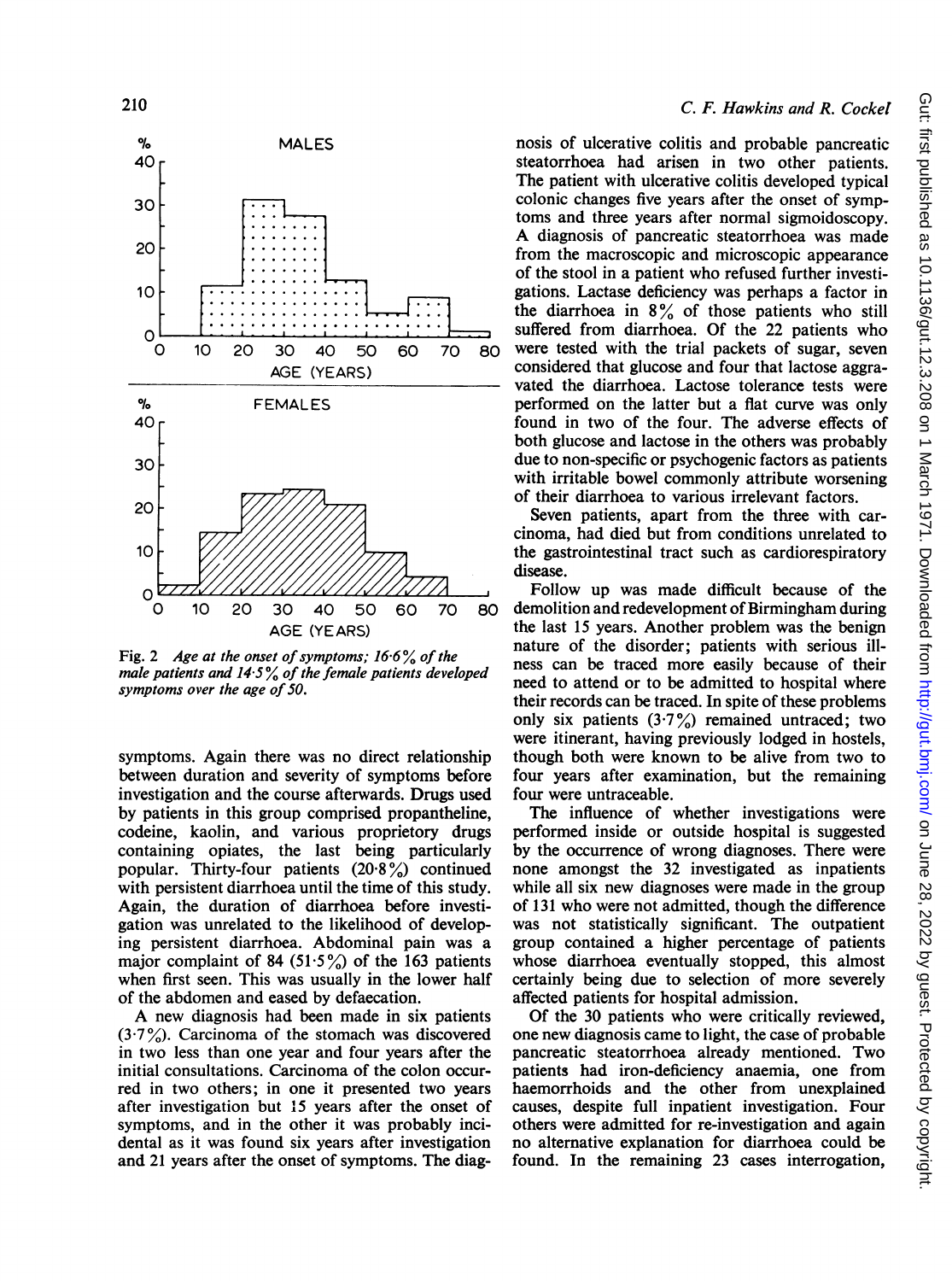Fig. 2 *Age at the onset of symptoms; 16·6% of the male patients and 14·5% of the female patients developed symptoms over the age of 50.*

symptoms. Again there was no direct relationship between duration and severity of symptoms before investigation and the course afterwards. Drugs used by patients in this group comprised propantheline, codeine, kaolin, and various proprietory drugs containing opiates, the last being particularly popular. Thirty-four patients (20·8%) continued with persistent diarrhoea until the time of this study. Again, the duration of diarrhoea before investigation was unrelated to the likelihood of developing persistent diarrhoea. Abdominal pain was a major complaint of 84 (51·5%) of the 163 patients when first seen. This was usually in the lower half of the abdomen and eased by defaecation.

A new diagnosis had been made in six patients (3·7%). Carcinoma of the stomach was discovered in two less than one year and four years after the initial consultations. Carcinoma of the colon occurred in two others; in one it presented two years after investigation but 15 years after the onset of symptoms, and in the other it was probably incidental as it was found six years after investigation and 21 years after the onset of symptoms. The diagnosis of ulcerative colitis and probable pancreatic steatorrhoea had arisen in two other patients. The patient with ulcerative colitis developed typical colonic changes five years after the onset of symptoms and three years after normal sigmoidoscopy. A diagnosis of pancreatic steatorrhoea was made from the macroscopic and microscopic appearance of the stool in a patient who refused further investigations. Lactase deficiency was perhaps a factor in the diarrhoea in 8% of those patients who still suffered from diarrhoea. Of the 22 patients who were tested with the trial packets of sugar, seven considered that glucose and four that lactose aggravated the diarrhoea. Lactose tolerance tests were performed on the latter but a flat curve was only found in two of the four. The adverse effects of both glucose and lactose in the others was probably due to non-specific or psychogenic factors as patients with irritable bowel commonly attribute worsening of their diarrhoea to various irrelevant factors.

Seven patients, apart from the three with carcinoma, had died but from conditions unrelated to the gastrointestinal tract such as cardiorespiratory disease.

Follow up was made difficult because of the demolition and redevelopment of Birmingham during the last 15 years. Another problem was the benign nature of the disorder; patients with serious illness can be traced more easily because of their need to attend or to be admitted to hospital where their records can be traced. In spite of these problems only six patients (3·7%) remained untraced; two were itinerant, having previously lodged in hostels, though both were known to be alive from two to four years after examination, but the remaining four were untraceable.

The influence of whether investigations were performed inside or outside hospital is suggested by the occurrence of wrong diagnoses. There were none amongst the 32 investigated as inpatients while all six new diagnoses were made in the group of 131 who were not admitted, though the difference was not statistically significant. The outpatient group contained a higher percentage of patients whose diarrhoea eventually stopped, this almost certainly being due to selection of more severely affected patients for hospital admission.

Of the 30 patients who were critically reviewed, one new diagnosis came to light, the case of probable pancreatic steatorrhoea already mentioned. Two patients had iron-deficiency anaemia, one from haemorrhoids and the other from unexplained causes, despite full inpatient investigation. Four others were admitted for re-investigation and again no alternative explanation for diarrhoea could be found. In the remaining 23 cases interrogation,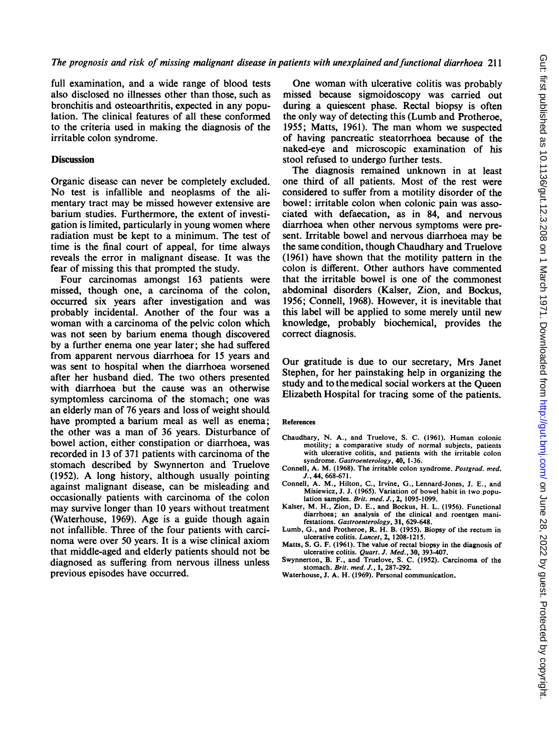full examination, and a wide range of blood tests also disclosed no illnesses other than those, such as bronchitis and osteoarthritis, expected in any population. The clinical features of all these conformed to the criteria used in making the diagnosis of the irritable colon syndrome.

## Discussion

Organic disease can never be completely excluded. No test is infallible and neoplasms of the alimentary tract may be missed however extensive are barium studies. Furthermore, the extent of investigation is limited, particularly in young women where radiation must be kept to a minimum. The test of time is the final court of appeal, for time always reveals the error in malignant disease. It was the fear of missing this that prompted the study.

Four carcinomas amongst 163 patients were missed, though one, a carcinoma of the colon, occurred six years after investigation and was probably incidental. Another of the four was a woman with a carcinoma of the pelvic colon which was not seen by barium enema though discovered by a further enema one year later; she had suffered from apparent nervous diarrhoea for 15 years and was sent to hospital when the diarrhoea worsened after her husband died. The two others presented with diarrhoea but the cause was an otherwise symptomless carcinoma of the stomach; one was an elderly man of 76 years and loss of weight should have prompted a barium meal as well as enema; the other was a man of 36 years. Disturbance of bowel action, either constipation or diarrhoea, was recorded in 13 of 371 patients with carcinoma of the stomach described by Swynnerton and Truelove (1952). A long history, although usually pointing against malignant disease, can be misleading and occasionally patients with carcinoma of the colon may survive longer than 10 years without treatment (Waterhouse, 1969). Age is a guide though again not infallible. Three of the four patients with carcinoma were over 50 years. It is a wise clinical axiom that middle-aged and elderly patients should not be diagnosed as suffering from nervous illness unless previous episodes have occurred.

One woman with ulcerative colitis was probably missed because sigmoidoscopy was carried out during a quiescent phase. Rectal biopsy is often the only way of detecting this (Lumb and Protheroe, 1955; Matts, 1961). The man whom we suspected of having pancreatic steatorrhoea because of the naked-eye and microscopic examination of his stool refused to undergo further tests.

The diagnosis remained unknown in at least one third of all patients. Most of the rest were considered to suffer from a motility disorder of the bowel: irritable colon when colonic pain was associated with defaecation, as in 84, and nervous diarrhoea when other nervous symptoms were present. Irritable bowel and nervous diarrhoea may be the same condition, though Chaudhary and Truelove (1961) have shown that the motility pattern in the colon is different. Other authors have commented that the irritable bowel is one of the commonest abdominal disorders (Kalser, Zion, and Bockus, 1956; Connell, 1968). However, it is inevitable that this label will be applied to some merely until new knowledge, probably biochemical, provides the correct diagnosis.

Our gratitude is due to our secretary, Mrs Janet Stephen, for her painstaking help in organizing the study and to the medical social workers at the Queen Elizabeth Hospital for tracing some of the patients.

#### References

Chaudhary, N. A., and Truelove, S. C. (1961). Human colonic motility; a comparative study of normal subjects, patients with ulcerative colitis, and patients with the irritable colon syndrome. *Gastroenterology*, **40**, 1-36.

Connell, A. M. (1968). The irritable colon syndrome. *Postgrad. med. J.*, **44**, 668-671.

Connell, A. M., Hilton, C., Irvine, G., Lennard-Jones, J. E., and Misiewicz, J. J. (1965). Variation of bowel habit in two population samples. *Brit. med. J.*, **2**, 1095-1099.

Kalser, M. H., Zion, D. E., and Bockus, H. L. (1956). Functional diarrhoea; an analysis of the clinical and roentgen manifestations. *Gastroenterology*, **31**, 629-648.

Lumb, G., and Protheroe, R. H. B. (1955). Biopsy of the rectum in ulcerative colitis. *Lancet*, **2**, 1208-1215.

Matts, S. G. F. (1961). The value of rectal biopsy in the diagnosis of ulcerative colitis. *Quart. J. Med.*, **30**, 393-407.

Swynnerton, B. F., and Truelove, S. C. (1952). Carcinoma of the stomach. *Brit. med. J.*, **1**, 287-292.

Waterhouse, J. A. H. (1969). Personal communication.